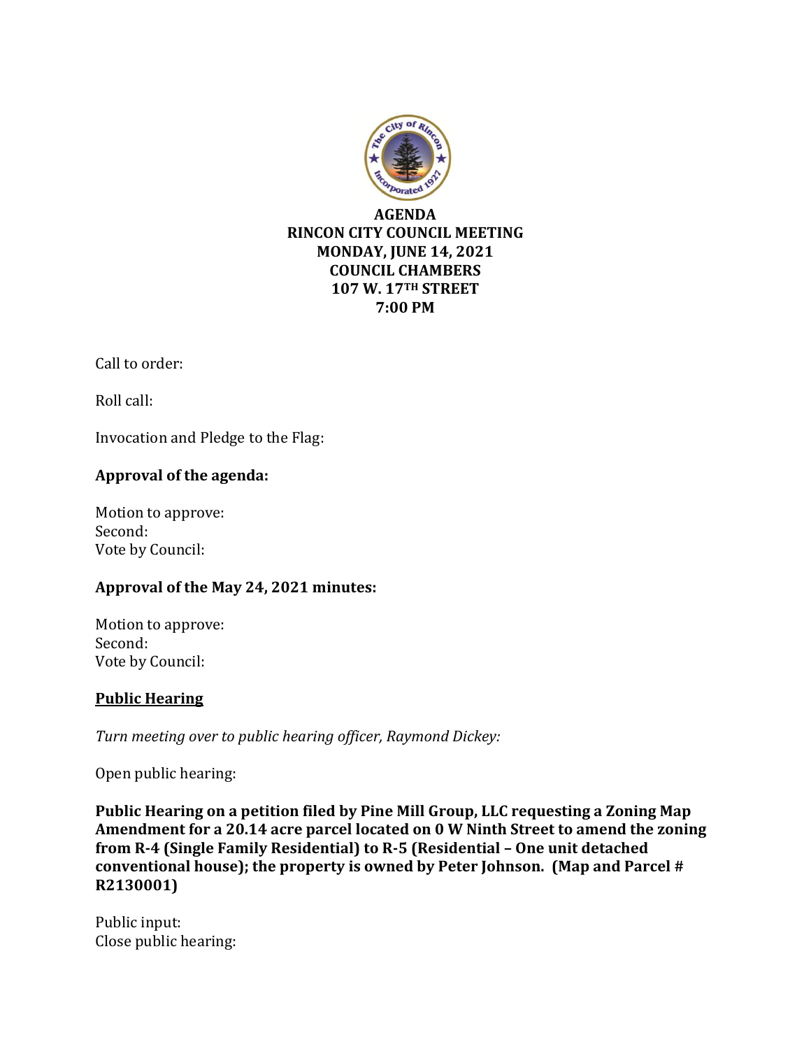**AGENDA**
**RINCON CITY COUNCIL MEETING**
**MONDAY, JUNE 14, 2021**
**COUNCIL CHAMBERS**
**107 W. 17TH STREET**
**7:00 PM**

Call to order:

Roll call:

Invocation and Pledge to the Flag:

**Approval of the agenda:**

Motion to approve:
Second:
Vote by Council:

**Approval of the May 24, 2021 minutes:**

Motion to approve:
Second:
Vote by Council:

**Public Hearing**

*Turn meeting over to public hearing officer, Raymond Dickey:*

Open public hearing:

**Public Hearing on a petition filed by Pine Mill Group, LLC requesting a Zoning Map Amendment for a 20.14 acre parcel located on 0 W Ninth Street to amend the zoning from R-4 (Single Family Residential) to R-5 (Residential – One unit detached conventional house); the property is owned by Peter Johnson. (Map and Parcel # R2130001)**

Public input:
Close public hearing: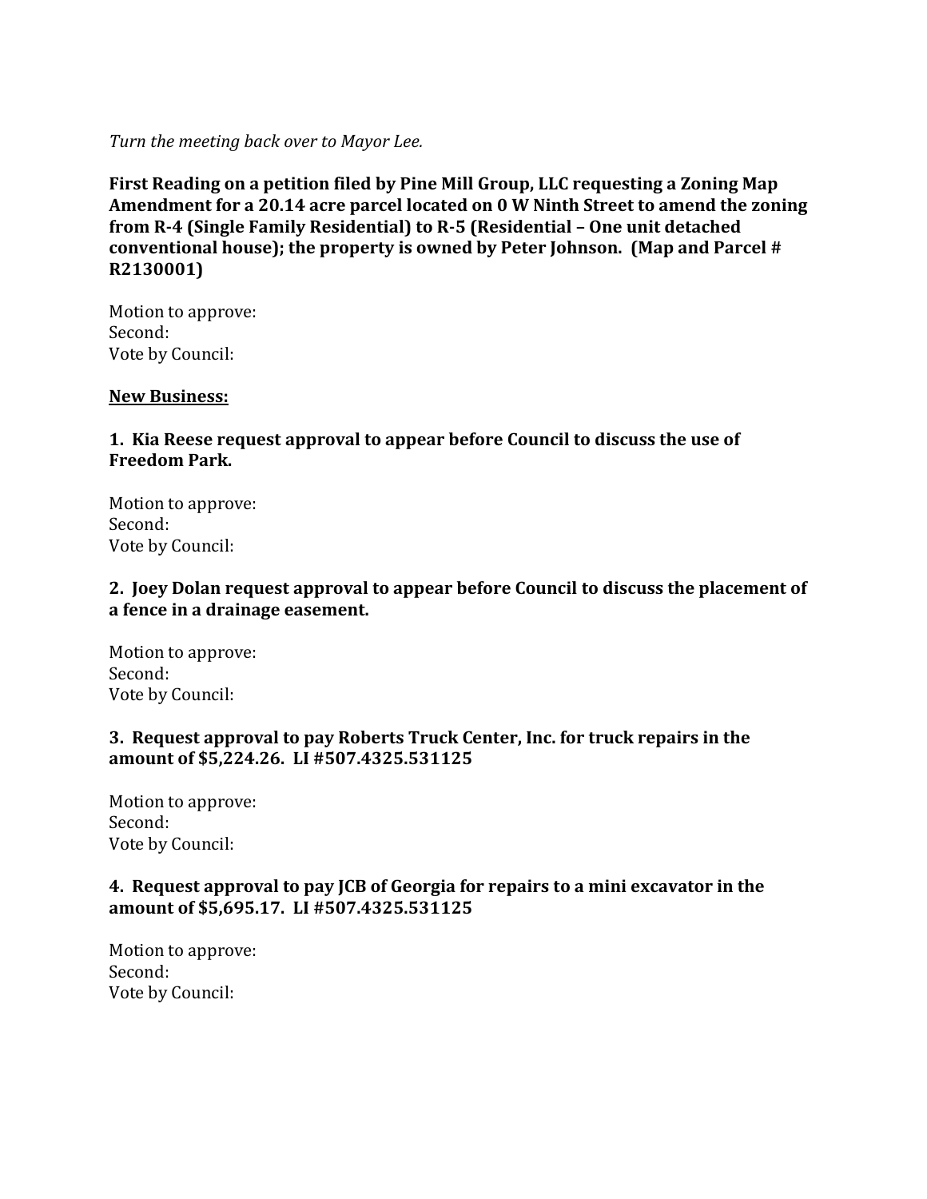*Turn the meeting back over to Mayor Lee.*

**First Reading on a petition filed by Pine Mill Group, LLC requesting a Zoning Map Amendment for a 20.14 acre parcel located on 0 W Ninth Street to amend the zoning from R-4 (Single Family Residential) to R-5 (Residential – One unit detached conventional house); the property is owned by Peter Johnson. (Map and Parcel # R2130001)**

Motion to approve:
Second:
Vote by Council:

**<u>New Business:</u>**

**1. Kia Reese request approval to appear before Council to discuss the use of Freedom Park.**

Motion to approve:
Second:
Vote by Council:

**2. Joey Dolan request approval to appear before Council to discuss the placement of a fence in a drainage easement.**

Motion to approve:
Second:
Vote by Council:

**3. Request approval to pay Roberts Truck Center, Inc. for truck repairs in the amount of $5,224.26. LI #507.4325.531125**

Motion to approve:
Second:
Vote by Council:

**4. Request approval to pay JCB of Georgia for repairs to a mini excavator in the amount of $5,695.17. LI #507.4325.531125**

Motion to approve:
Second:
Vote by Council: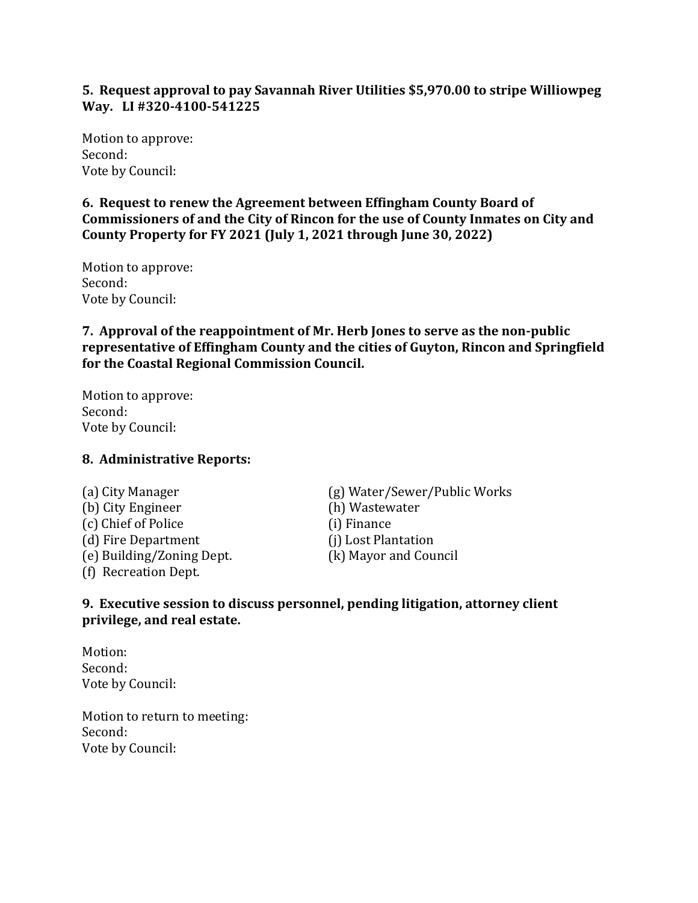**5. Request approval to pay Savannah River Utilities $5,970.00 to stripe Williowpeg Way. LI #320-4100-541225**

Motion to approve:
Second:
Vote by Council:

**6. Request to renew the Agreement between Effingham County Board of Commissioners of and the City of Rincon for the use of County Inmates on City and County Property for FY 2021 (July 1, 2021 through June 30, 2022)**

Motion to approve:
Second:
Vote by Council:

**7. Approval of the reappointment of Mr. Herb Jones to serve as the non-public representative of Effingham County and the cities of Guyton, Rincon and Springfield for the Coastal Regional Commission Council.**

Motion to approve:
Second:
Vote by Council:

**8. Administrative Reports:**

(a) City Manager
(b) City Engineer
(c) Chief of Police
(d) Fire Department
(e) Building/Zoning Dept.
(f) Recreation Dept.
(g) Water/Sewer/Public Works
(h) Wastewater
(i) Finance
(j) Lost Plantation
(k) Mayor and Council

**9. Executive session to discuss personnel, pending litigation, attorney client privilege, and real estate.**

Motion:
Second:
Vote by Council:

Motion to return to meeting:
Second:
Vote by Council: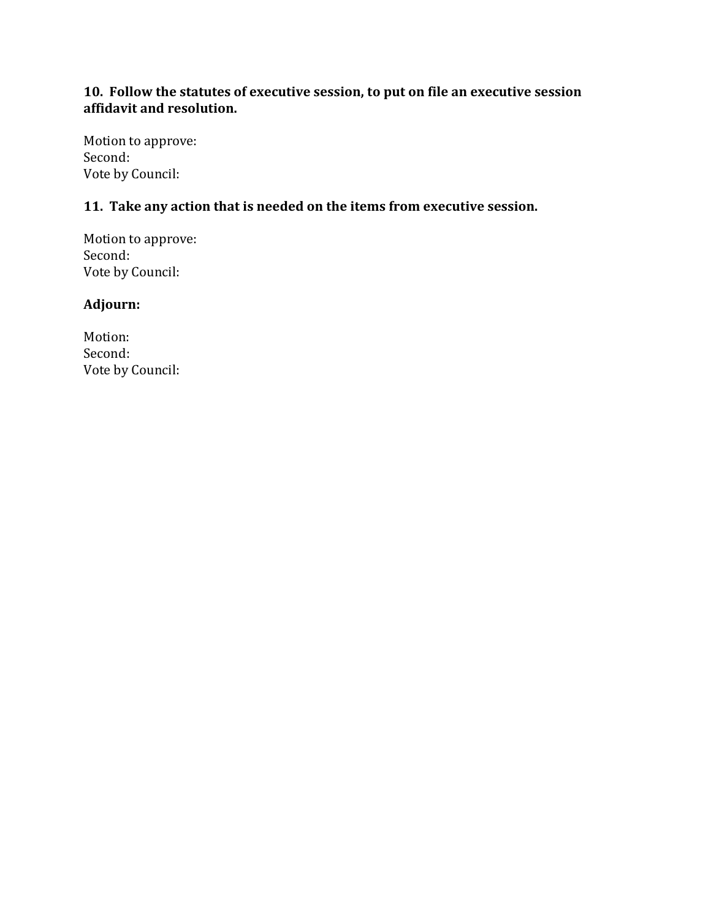**10. Follow the statutes of executive session, to put on file an executive session affidavit and resolution.**

Motion to approve:
Second:
Vote by Council:

**11. Take any action that is needed on the items from executive session.**

Motion to approve:
Second:
Vote by Council:

**Adjourn:**

Motion:
Second:
Vote by Council: